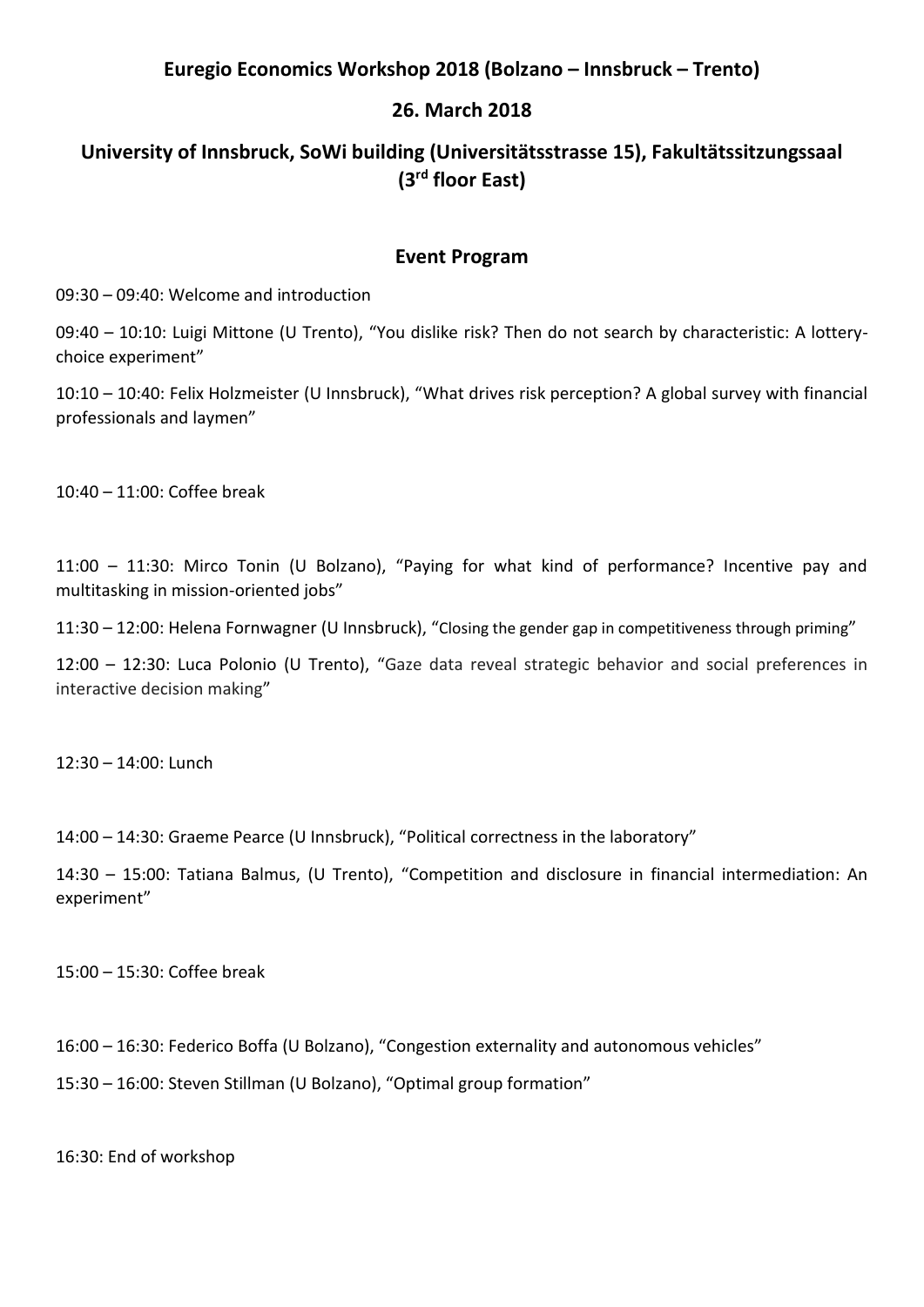**Euregio Economics Workshop 2018 (Bolzano – Innsbruck – Trento)**

**26. March 2018**

**University of Innsbruck, SoWi building (Universitätsstrasse 15), Fakultätssitzungssaal (3rd floor East)**

## Event Program

09:30 – 09:40: Welcome and introduction

09:40 – 10:10: Luigi Mittone (U Trento), "You dislike risk? Then do not search by characteristic: A lottery-choice experiment"

10:10 – 10:40: Felix Holzmeister (U Innsbruck), "What drives risk perception? A global survey with financial professionals and laymen"

10:40 – 11:00: Coffee break

11:00 – 11:30: Mirco Tonin (U Bolzano), "Paying for what kind of performance? Incentive pay and multitasking in mission-oriented jobs"

11:30 – 12:00: Helena Fornwagner (U Innsbruck), "Closing the gender gap in competitiveness through priming"

12:00 – 12:30: Luca Polonio (U Trento), "Gaze data reveal strategic behavior and social preferences in interactive decision making"

12:30 – 14:00: Lunch

14:00 – 14:30: Graeme Pearce (U Innsbruck), "Political correctness in the laboratory"

14:30 – 15:00: Tatiana Balmus, (U Trento), "Competition and disclosure in financial intermediation: An experiment"

15:00 – 15:30: Coffee break

16:00 – 16:30: Federico Boffa (U Bolzano), "Congestion externality and autonomous vehicles"

15:30 – 16:00: Steven Stillman (U Bolzano), "Optimal group formation"

16:30: End of workshop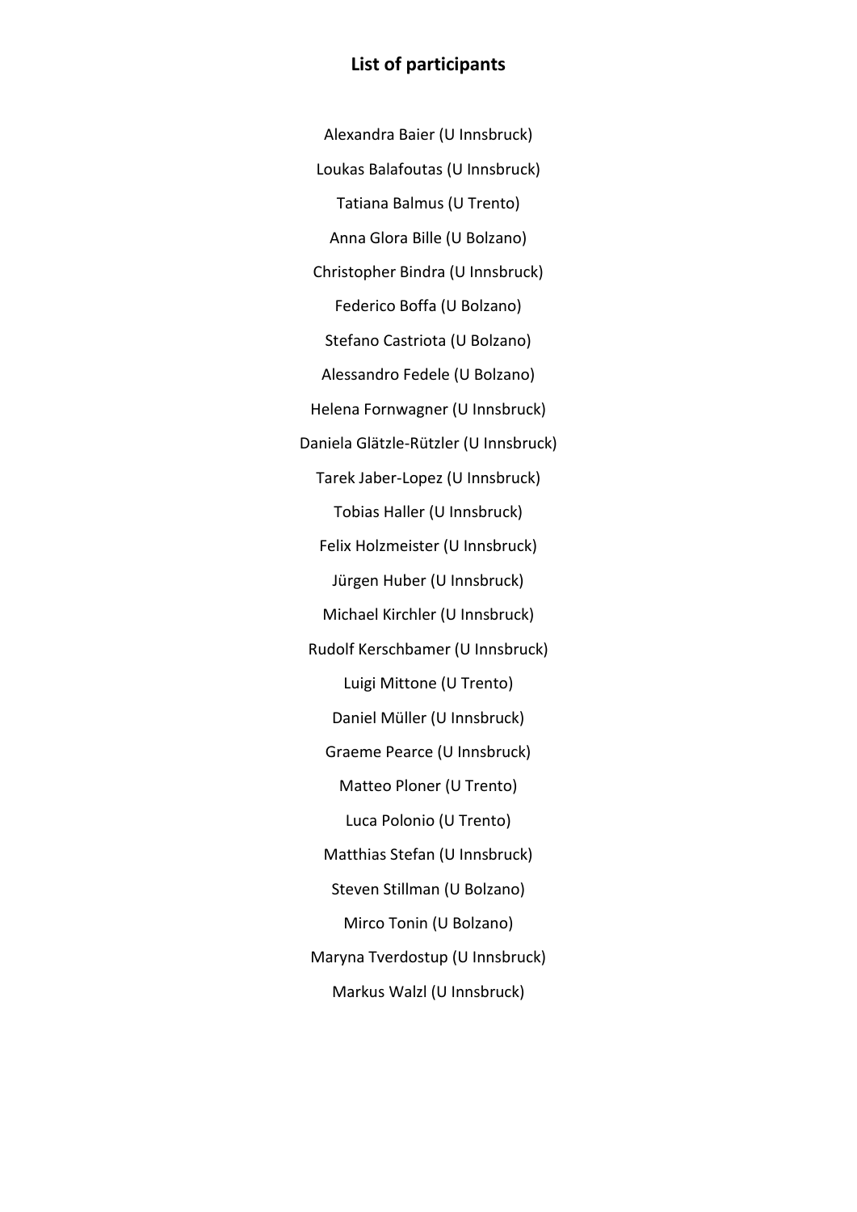# List of participants

Alexandra Baier (U Innsbruck)

Loukas Balafoutas (U Innsbruck)

Tatiana Balmus (U Trento)

Anna Glora Bille (U Bolzano)

Christopher Bindra (U Innsbruck)

Federico Boffa (U Bolzano)

Stefano Castriota (U Bolzano)

Alessandro Fedele (U Bolzano)

Helena Fornwagner (U Innsbruck)

Daniela Glätzle-Rützler (U Innsbruck)

Tarek Jaber-Lopez (U Innsbruck)

Tobias Haller (U Innsbruck)

Felix Holzmeister (U Innsbruck)

Jürgen Huber (U Innsbruck)

Michael Kirchler (U Innsbruck)

Rudolf Kerschbamer (U Innsbruck)

Luigi Mittone (U Trento)

Daniel Müller (U Innsbruck)

Graeme Pearce (U Innsbruck)

Matteo Ploner (U Trento)

Luca Polonio (U Trento)

Matthias Stefan (U Innsbruck)

Steven Stillman (U Bolzano)

Mirco Tonin (U Bolzano)

Maryna Tverdostup (U Innsbruck)

Markus Walzl (U Innsbruck)